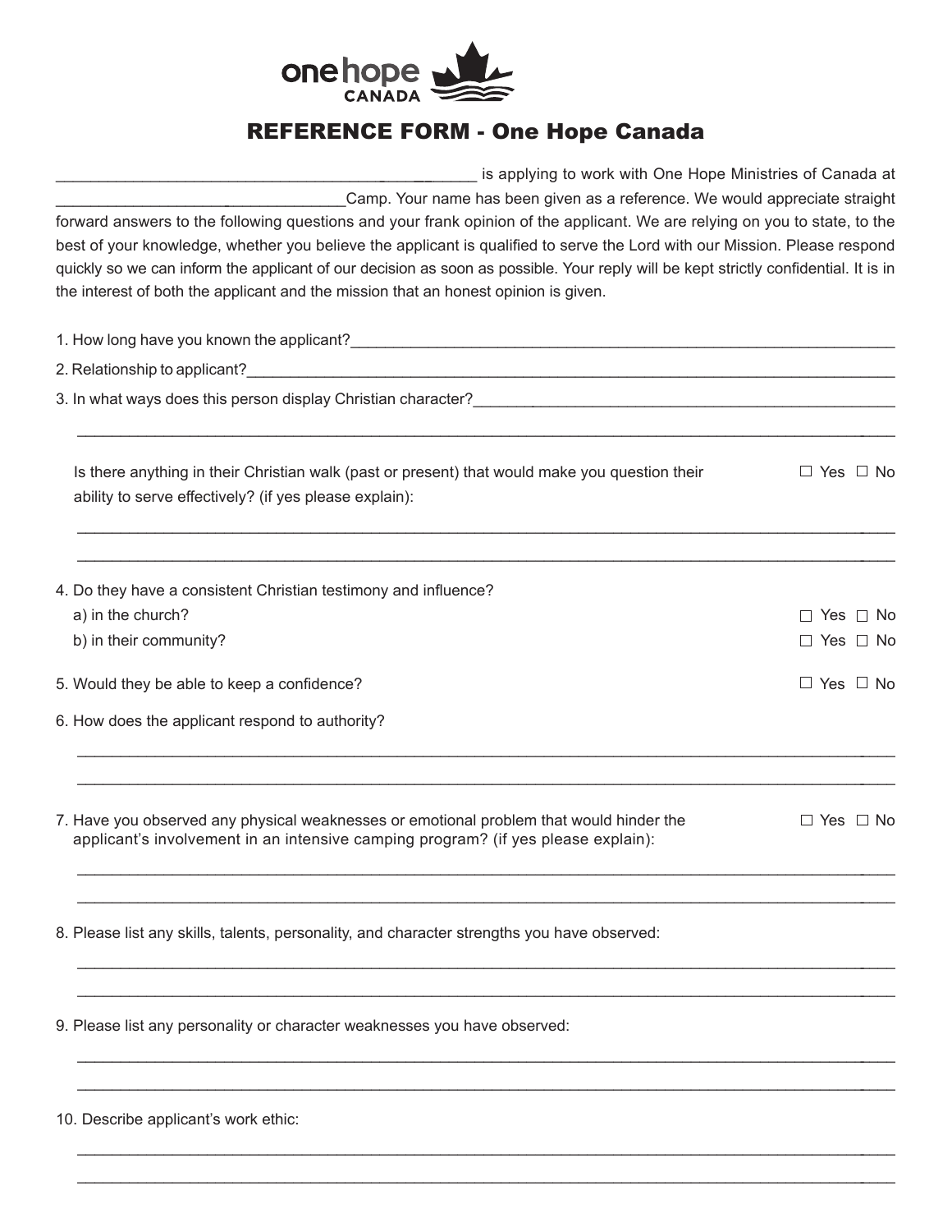onehope CANADA

# REFERENCE FORM - One Hope Canada

________________________________________ is applying to work with One Hope Ministries of Canada at ________________________________Camp. Your name has been given as a reference. We would appreciate straight forward answers to the following questions and your frank opinion of the applicant. We are relying on you to state, to the best of your knowledge, whether you believe the applicant is qualified to serve the Lord with our Mission. Please respond quickly so we can inform the applicant of our decision as soon as possible. Your reply will be kept strictly confidential. It is in the interest of both the applicant and the mission that an honest opinion is given.

1. How long have you known the applicant?________________________________________________________________

2. Relationship to applicant?________________________________________________________________

3. In what ways does this person display Christian character?________________________________________________

________________________________________________________________________________________

Is there anything in their Christian walk (past or present) that would make you question their ability to serve effectively? (if yes please explain): ☐ Yes ☐ No

________________________________________________________________________________________

________________________________________________________________________________________

4. Do they have a consistent Christian testimony and influence?
   a) in the church? ☐ Yes ☐ No
   b) in their community? ☐ Yes ☐ No

5. Would they be able to keep a confidence? ☐ Yes ☐ No

6. How does the applicant respond to authority?

________________________________________________________________________________________

________________________________________________________________________________________

7. Have you observed any physical weaknesses or emotional problem that would hinder the applicant's involvement in an intensive camping program? (if yes please explain): ☐ Yes ☐ No

________________________________________________________________________________________

________________________________________________________________________________________

8. Please list any skills, talents, personality, and character strengths you have observed:

________________________________________________________________________________________

________________________________________________________________________________________

9. Please list any personality or character weaknesses you have observed:

________________________________________________________________________________________

________________________________________________________________________________________

10. Describe applicant's work ethic:

________________________________________________________________________________________

________________________________________________________________________________________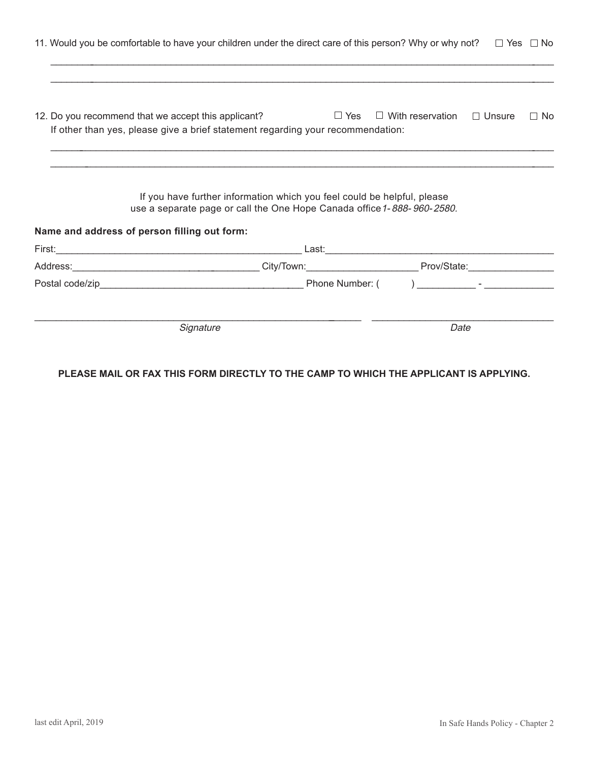11. Would you be comfortable to have your children under the direct care of this person? Why or why not? ☐ Yes ☐ No

_______________________________________________________________________________________________

_______________________________________________________________________________________________

12. Do you recommend that we accept this applicant? ☐ Yes ☐ With reservation ☐ Unsure ☐ No

If other than yes, please give a brief statement regarding your recommendation:

_______________________________________________________________________________________________

_______________________________________________________________________________________________

If you have further information which you feel could be helpful, please use a separate page or call the One Hope Canada office *1-888-960-2580.*

**Name and address of person filling out form:**

First:_____________________________________________ Last:__________________________________________

Address:__________________________________ City/Town:____________________ Prov/State:________________

Postal code/zip______________________________________ Phone Number: (      ) __________ - ____________

_______________________________________________________ _________________________________

*Signature* *Date*

**PLEASE MAIL OR FAX THIS FORM DIRECTLY TO THE CAMP TO WHICH THE APPLICANT IS APPLYING.**